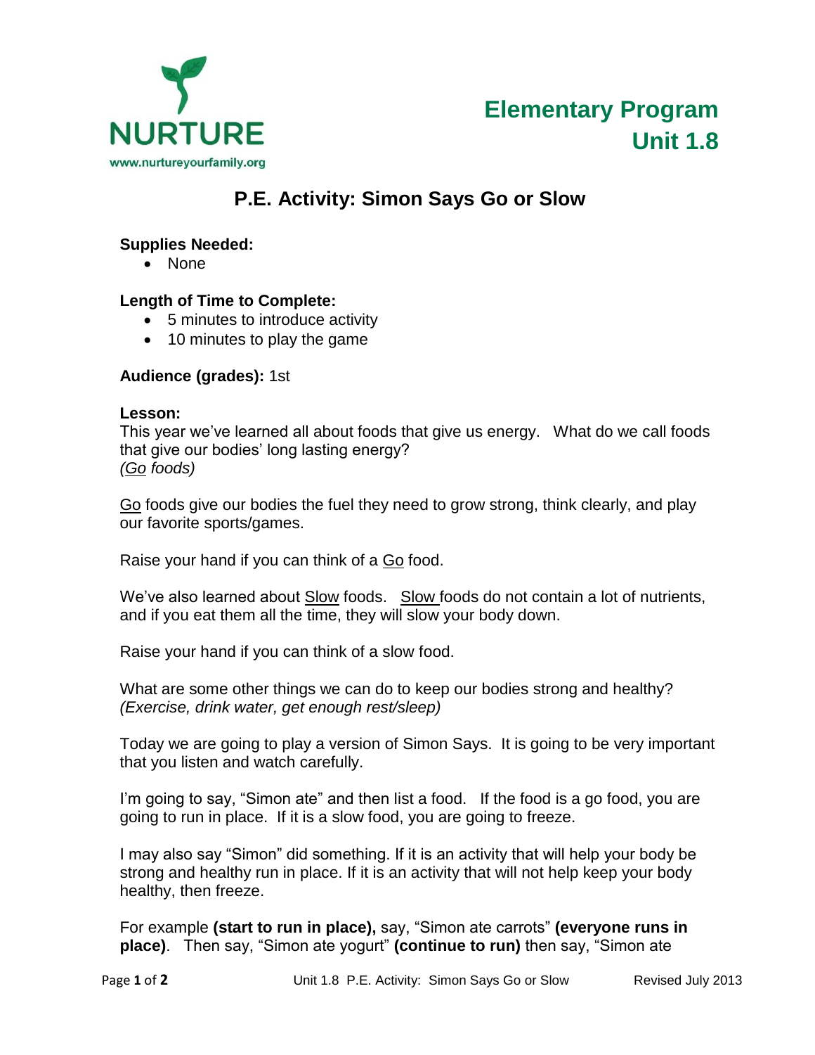NURTURE
www.nurtureyourfamily.org

**Elementary Program**
**Unit 1.8**

# P.E. Activity: Simon Says Go or Slow

**Supplies Needed:**

- None

**Length of Time to Complete:**

- 5 minutes to introduce activity
- 10 minutes to play the game

**Audience (grades):** 1st

**Lesson:**
This year we've learned all about foods that give us energy. What do we call foods that give our bodies' long lasting energy?
*(Go foods)*

Go foods give our bodies the fuel they need to grow strong, think clearly, and play our favorite sports/games.

Raise your hand if you can think of a Go food.

We've also learned about Slow foods. Slow foods do not contain a lot of nutrients, and if you eat them all the time, they will slow your body down.

Raise your hand if you can think of a slow food.

What are some other things we can do to keep our bodies strong and healthy?
*(Exercise, drink water, get enough rest/sleep)*

Today we are going to play a version of Simon Says. It is going to be very important that you listen and watch carefully.

I'm going to say, "Simon ate" and then list a food. If the food is a go food, you are going to run in place. If it is a slow food, you are going to freeze.

I may also say "Simon" did something. If it is an activity that will help your body be strong and healthy run in place. If it is an activity that will not help keep your body healthy, then freeze.

For example **(start to run in place),** say, "Simon ate carrots" **(everyone runs in place)**. Then say, "Simon ate yogurt" **(continue to run)** then say, "Simon ate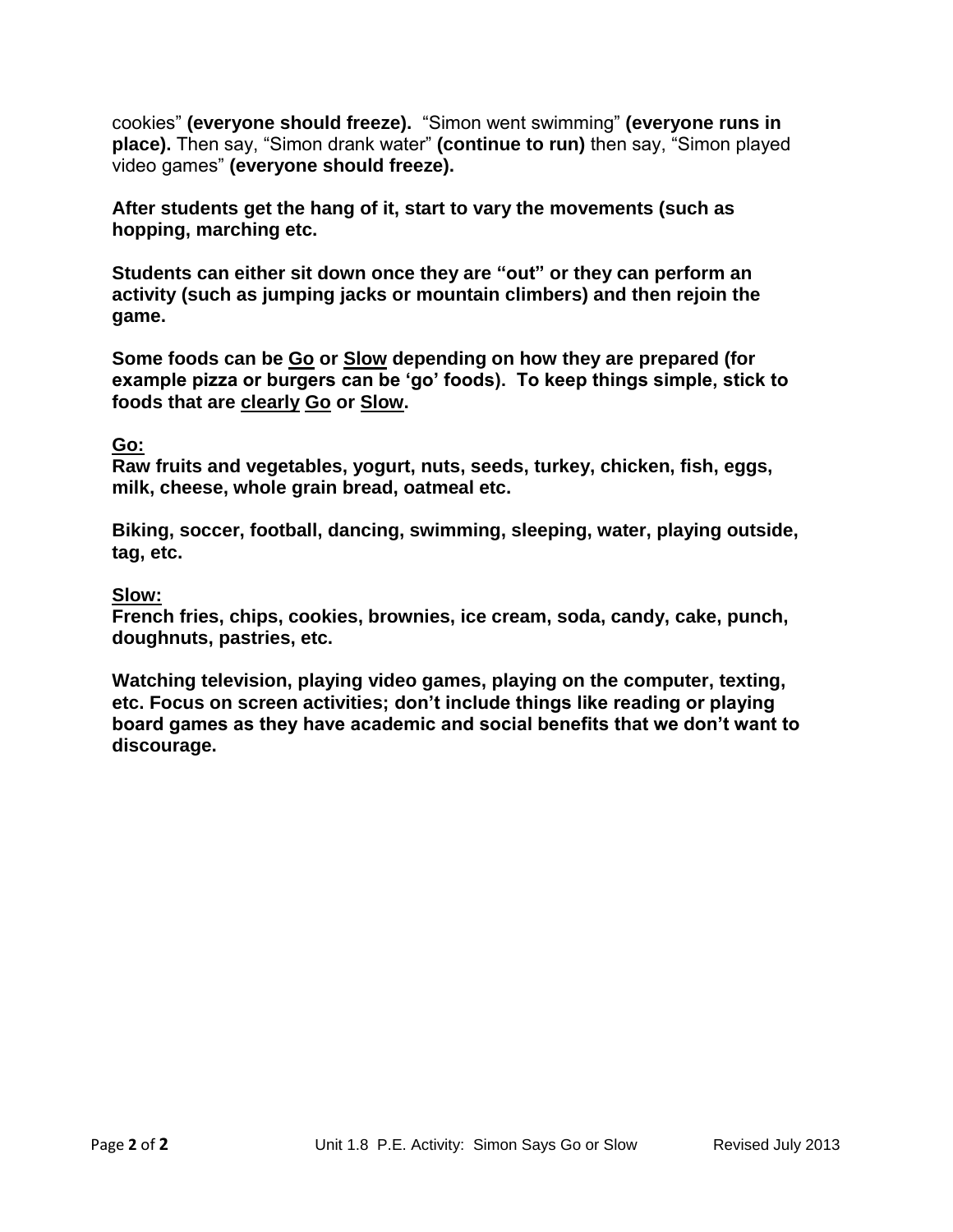cookies" **(everyone should freeze).** "Simon went swimming" **(everyone runs in place).** Then say, "Simon drank water" **(continue to run)** then say, "Simon played video games" **(everyone should freeze).**

**After students get the hang of it, start to vary the movements (such as hopping, marching etc.**

**Students can either sit down once they are "out" or they can perform an activity (such as jumping jacks or mountain climbers) and then rejoin the game.**

**Some foods can be <u>Go</u> or <u>Slow</u> depending on how they are prepared (for example pizza or burgers can be 'go' foods). To keep things simple, stick to foods that are <u>clearly</u> <u>Go</u> or <u>Slow</u>.**

**<u>Go:</u>**
**Raw fruits and vegetables, yogurt, nuts, seeds, turkey, chicken, fish, eggs, milk, cheese, whole grain bread, oatmeal etc.**

**Biking, soccer, football, dancing, swimming, sleeping, water, playing outside, tag, etc.**

**<u>Slow:</u>**
**French fries, chips, cookies, brownies, ice cream, soda, candy, cake, punch, doughnuts, pastries, etc.**

**Watching television, playing video games, playing on the computer, texting, etc. Focus on screen activities; don't include things like reading or playing board games as they have academic and social benefits that we don't want to discourage.**